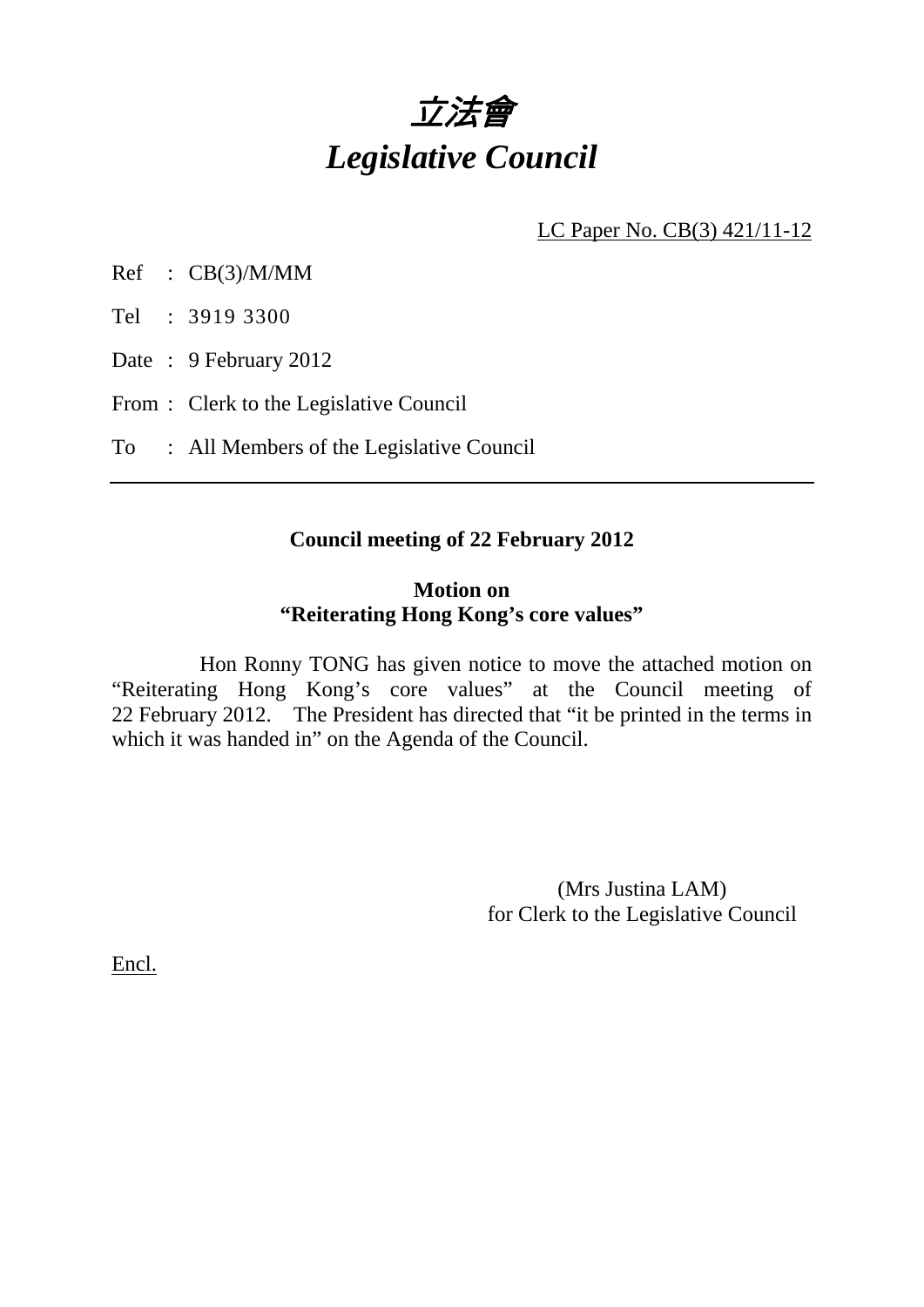# *立法會*
# *Legislative Council*

LC Paper No. CB(3) 421/11-12

Ref : CB(3)/M/MM

Tel : 3919 3300

Date : 9 February 2012

From : Clerk to the Legislative Council

To : All Members of the Legislative Council

---

**Council meeting of 22 February 2012**

**Motion on**
**"Reiterating Hong Kong's core values"**

Hon Ronny TONG has given notice to move the attached motion on "Reiterating Hong Kong's core values" at the Council meeting of 22 February 2012. The President has directed that "it be printed in the terms in which it was handed in" on the Agenda of the Council.

(Mrs Justina LAM)
for Clerk to the Legislative Council

Encl.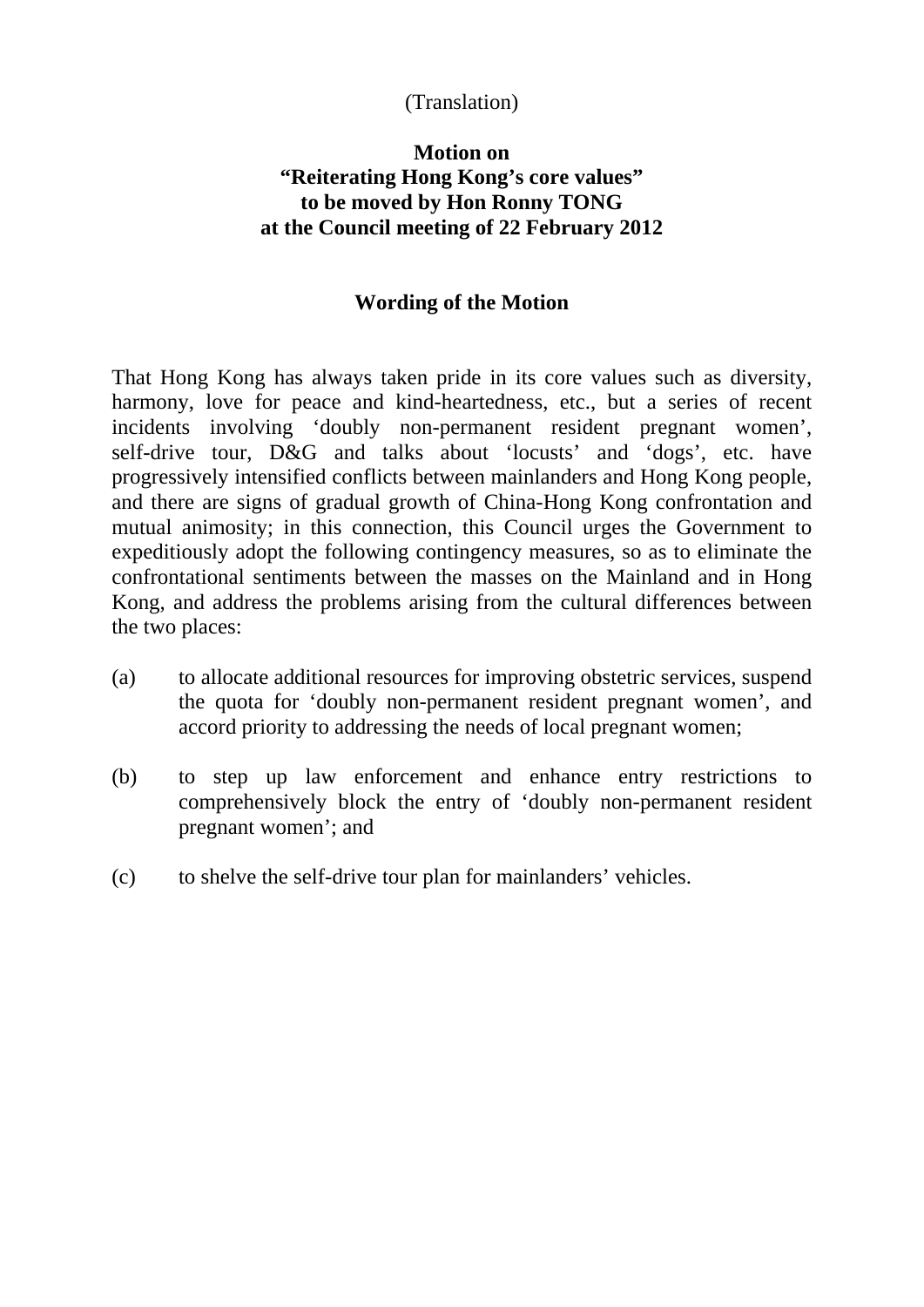(Translation)

**Motion on**
**"Reiterating Hong Kong's core values"**
**to be moved by Hon Ronny TONG**
**at the Council meeting of 22 February 2012**

**Wording of the Motion**

That Hong Kong has always taken pride in its core values such as diversity, harmony, love for peace and kind-heartedness, etc., but a series of recent incidents involving 'doubly non-permanent resident pregnant women', self-drive tour, D&G and talks about 'locusts' and 'dogs', etc. have progressively intensified conflicts between mainlanders and Hong Kong people, and there are signs of gradual growth of China-Hong Kong confrontation and mutual animosity; in this connection, this Council urges the Government to expeditiously adopt the following contingency measures, so as to eliminate the confrontational sentiments between the masses on the Mainland and in Hong Kong, and address the problems arising from the cultural differences between the two places:

(a) to allocate additional resources for improving obstetric services, suspend the quota for 'doubly non-permanent resident pregnant women', and accord priority to addressing the needs of local pregnant women;

(b) to step up law enforcement and enhance entry restrictions to comprehensively block the entry of 'doubly non-permanent resident pregnant women'; and

(c) to shelve the self-drive tour plan for mainlanders' vehicles.